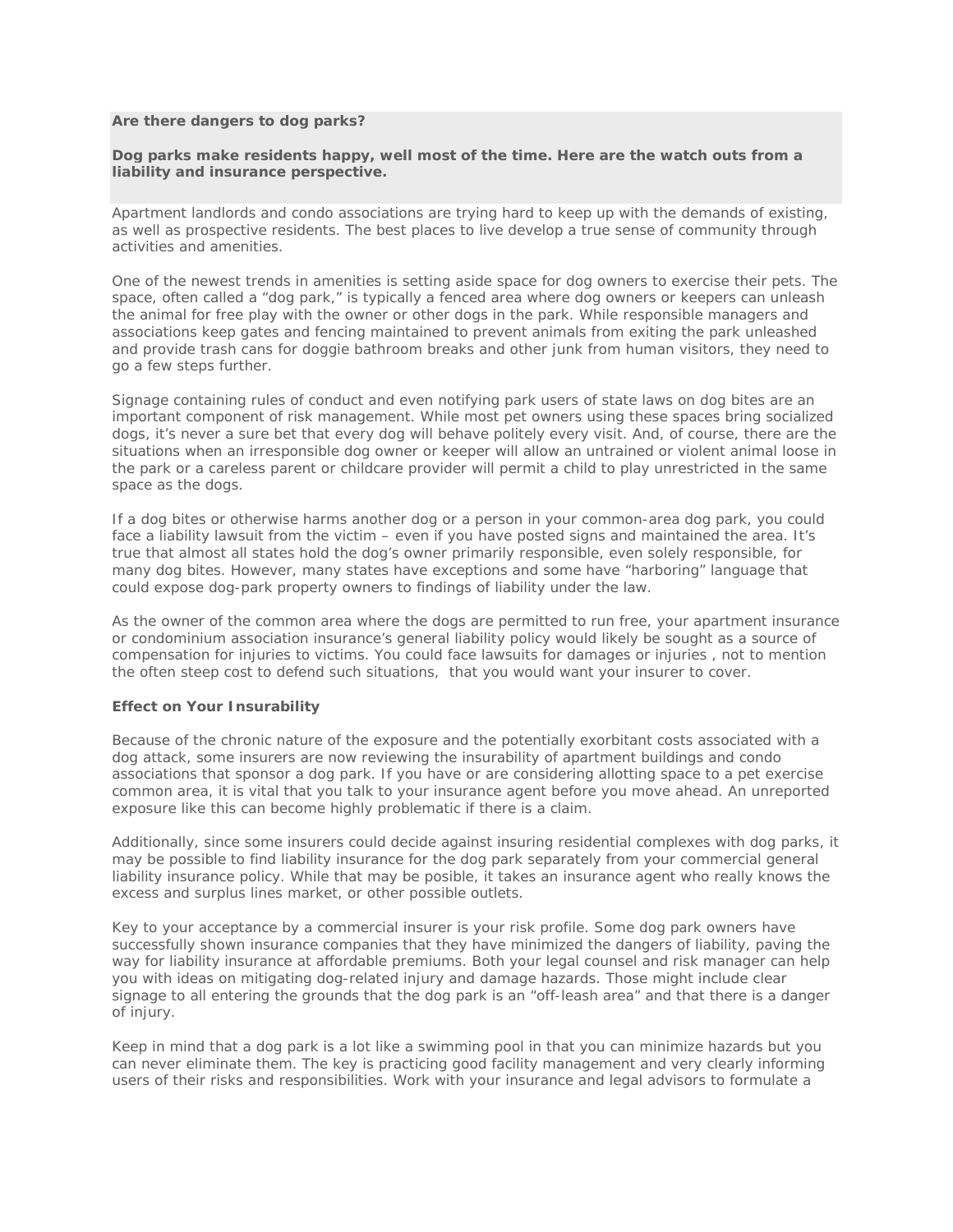**Are there dangers to dog parks?**

**Dog parks make residents happy, well most of the time. Here are the watch outs from a liability and insurance perspective.**

Apartment landlords and condo associations are trying hard to keep up with the demands of existing, as well as prospective residents. The best places to live develop a true sense of community through activities and amenities.

One of the newest trends in amenities is setting aside space for dog owners to exercise their pets. The space, often called a "dog park," is typically a fenced area where dog owners or keepers can unleash the animal for free play with the owner or other dogs in the park. While responsible managers and associations keep gates and fencing maintained to prevent animals from exiting the park unleashed and provide trash cans for doggie bathroom breaks and other junk from human visitors, they need to go a few steps further.

Signage containing rules of conduct and even notifying park users of state laws on dog bites are an important component of risk management. While most pet owners using these spaces bring socialized dogs, it's never a sure bet that every dog will behave politely every visit. And, of course, there are the situations when an irresponsible dog owner or keeper will allow an untrained or violent animal loose in the park or a careless parent or childcare provider will permit a child to play unrestricted in the same space as the dogs.

If a dog bites or otherwise harms another dog or a person in your common-area dog park, you could face a liability lawsuit from the victim – even if you have posted signs and maintained the area. It's true that almost all states hold the dog's owner primarily responsible, even solely responsible, for many dog bites. However, many states have exceptions and some have "harboring" language that could expose dog-park property owners to findings of liability under the law.

As the owner of the common area where the dogs are permitted to run free, your apartment insurance or condominium association insurance's general liability policy would likely be sought as a source of compensation for injuries to victims. You could face lawsuits for damages or injuries , not to mention the often steep cost to defend such situations, that you would want your insurer to cover.

**Effect on Your Insurability**

Because of the chronic nature of the exposure and the potentially exorbitant costs associated with a dog attack, some insurers are now reviewing the insurability of apartment buildings and condo associations that sponsor a dog park. If you have or are considering allotting space to a pet exercise common area, it is vital that you talk to your insurance agent before you move ahead. An unreported exposure like this can become highly problematic if there is a claim.

Additionally, since some insurers could decide against insuring residential complexes with dog parks, it may be possible to find liability insurance for the dog park separately from your commercial general liability insurance policy. While that may be possible, it takes an insurance agent who really knows the excess and surplus lines market, or other possible outlets.

Key to your acceptance by a commercial insurer is your risk profile. Some dog park owners have successfully shown insurance companies that they have minimized the dangers of liability, paving the way for liability insurance at affordable premiums. Both your legal counsel and risk manager can help you with ideas on mitigating dog-related injury and damage hazards. Those might include clear signage to all entering the grounds that the dog park is an "off-leash area" and that there is a danger of injury.

Keep in mind that a dog park is a lot like a swimming pool in that you can minimize hazards but you can never eliminate them. The key is practicing good facility management and very clearly informing users of their risks and responsibilities. Work with your insurance and legal advisors to formulate a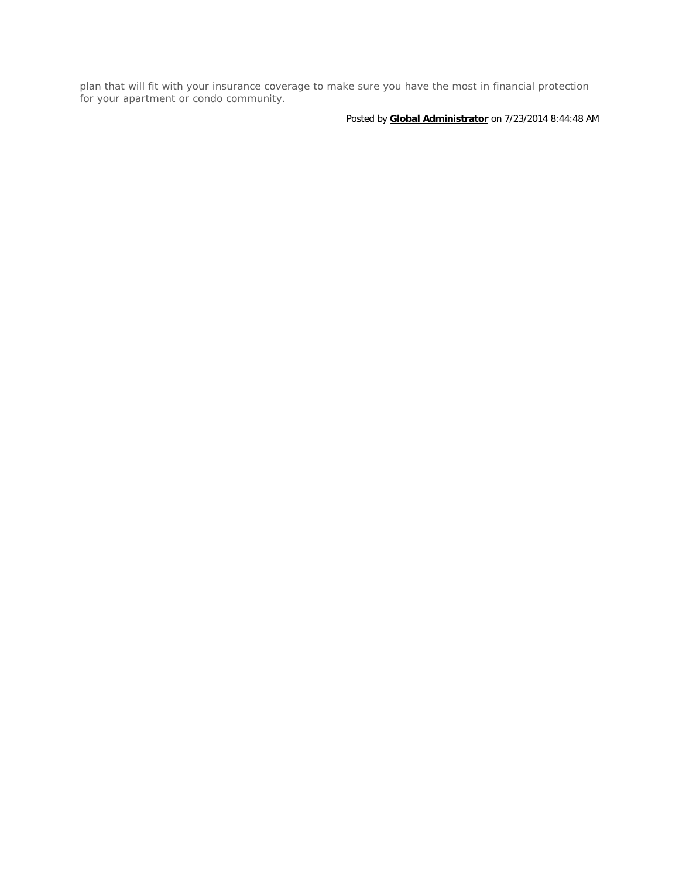plan that will fit with your insurance coverage to make sure you have the most in financial protection for your apartment or condo community.

Posted by **Global Administrator** on 7/23/2014 8:44:48 AM